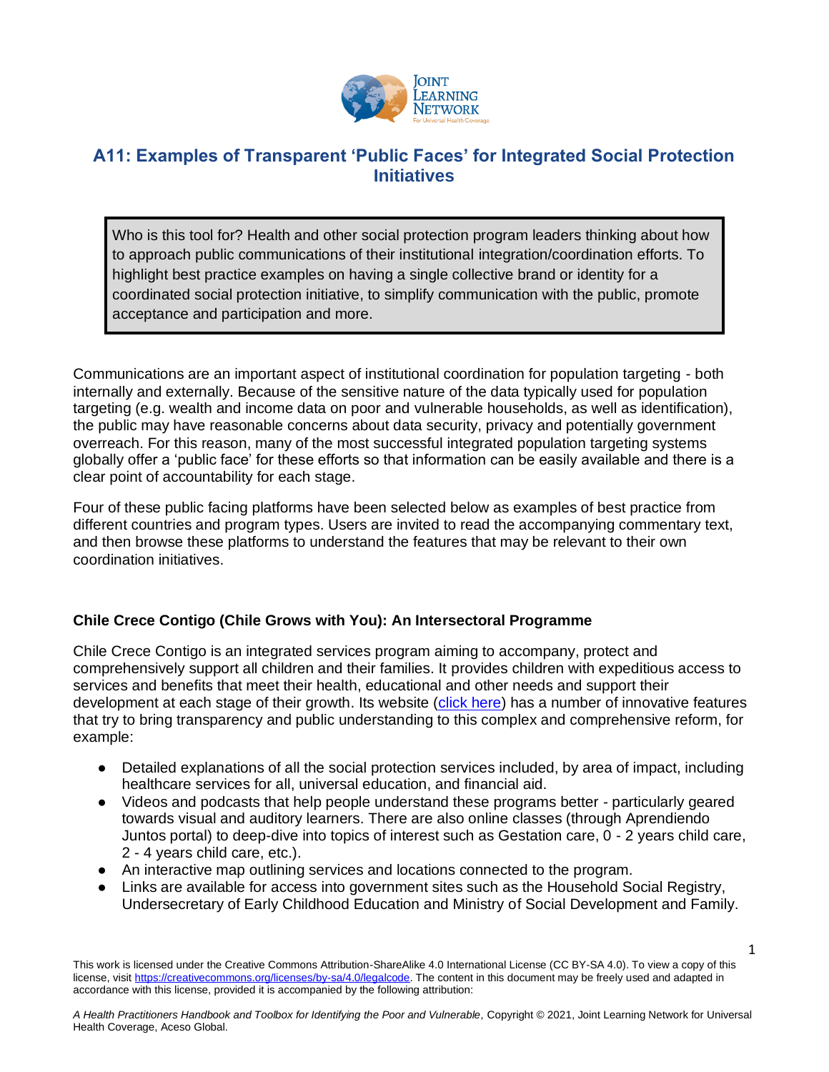# A11: Examples of Transparent 'Public Faces' for Integrated Social Protection Initiatives

> Who is this tool for? Health and other social protection program leaders thinking about how to approach public communications of their institutional integration/coordination efforts. To highlight best practice examples on having a single collective brand or identity for a coordinated social protection initiative, to simplify communication with the public, promote acceptance and participation and more.

Communications are an important aspect of institutional coordination for population targeting - both internally and externally. Because of the sensitive nature of the data typically used for population targeting (e.g. wealth and income data on poor and vulnerable households, as well as identification), the public may have reasonable concerns about data security, privacy and potentially government overreach. For this reason, many of the most successful integrated population targeting systems globally offer a 'public face' for these efforts so that information can be easily available and there is a clear point of accountability for each stage.

Four of these public facing platforms have been selected below as examples of best practice from different countries and program types. Users are invited to read the accompanying commentary text, and then browse these platforms to understand the features that may be relevant to their own coordination initiatives.

### Chile Crece Contigo (Chile Grows with You): An Intersectoral Programme

Chile Crece Contigo is an integrated services program aiming to accompany, protect and comprehensively support all children and their families. It provides children with expeditious access to services and benefits that meet their health, educational and other needs and support their development at each stage of their growth. Its website (click here) has a number of innovative features that try to bring transparency and public understanding to this complex and comprehensive reform, for example:

- Detailed explanations of all the social protection services included, by area of impact, including healthcare services for all, universal education, and financial aid.
- Videos and podcasts that help people understand these programs better - particularly geared towards visual and auditory learners. There are also online classes (through Aprendiendo Juntos portal) to deep-dive into topics of interest such as Gestation care, 0 - 2 years child care, 2 - 4 years child care, etc.).
- An interactive map outlining services and locations connected to the program.
- Links are available for access into government sites such as the Household Social Registry, Undersecretary of Early Childhood Education and Ministry of Social Development and Family.

This work is licensed under the Creative Commons Attribution-ShareAlike 4.0 International License (CC BY-SA 4.0). To view a copy of this license, visit https://creativecommons.org/licenses/by-sa/4.0/legalcode. The content in this document may be freely used and adapted in accordance with this license, provided it is accompanied by the following attribution:

*A Health Practitioners Handbook and Toolbox for Identifying the Poor and Vulnerable,* Copyright © 2021, Joint Learning Network for Universal Health Coverage, Aceso Global.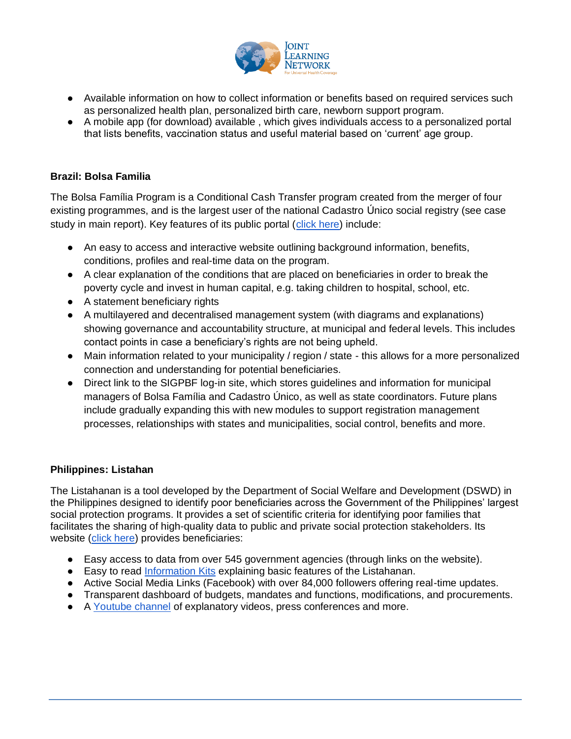- Available information on how to collect information or benefits based on required services such as personalized health plan, personalized birth care, newborn support program.
- A mobile app (for download) available , which gives individuals access to a personalized portal that lists benefits, vaccination status and useful material based on 'current' age group.

**Brazil: Bolsa Familia**

The Bolsa Família Program is a Conditional Cash Transfer program created from the merger of four existing programmes, and is the largest user of the national Cadastro Único social registry (see case study in main report). Key features of its public portal (click here) include:

- An easy to access and interactive website outlining background information, benefits, conditions, profiles and real-time data on the program.
- A clear explanation of the conditions that are placed on beneficiaries in order to break the poverty cycle and invest in human capital, e.g. taking children to hospital, school, etc.
- A statement beneficiary rights
- A multilayered and decentralised management system (with diagrams and explanations) showing governance and accountability structure, at municipal and federal levels. This includes contact points in case a beneficiary's rights are not being upheld.
- Main information related to your municipality / region / state - this allows for a more personalized connection and understanding for potential beneficiaries.
- Direct link to the SIGPBF log-in site, which stores guidelines and information for municipal managers of Bolsa Família and Cadastro Único, as well as state coordinators. Future plans include gradually expanding this with new modules to support registration management processes, relationships with states and municipalities, social control, benefits and more.

**Philippines: Listahan**

The Listahanan is a tool developed by the Department of Social Welfare and Development (DSWD) in the Philippines designed to identify poor beneficiaries across the Government of the Philippines' largest social protection programs. It provides a set of scientific criteria for identifying poor families that facilitates the sharing of high-quality data to public and private social protection stakeholders. Its website (click here) provides beneficiaries:

- Easy access to data from over 545 government agencies (through links on the website).
- Easy to read Information Kits explaining basic features of the Listahanan.
- Active Social Media Links (Facebook) with over 84,000 followers offering real-time updates.
- Transparent dashboard of budgets, mandates and functions, modifications, and procurements.
- A Youtube channel of explanatory videos, press conferences and more.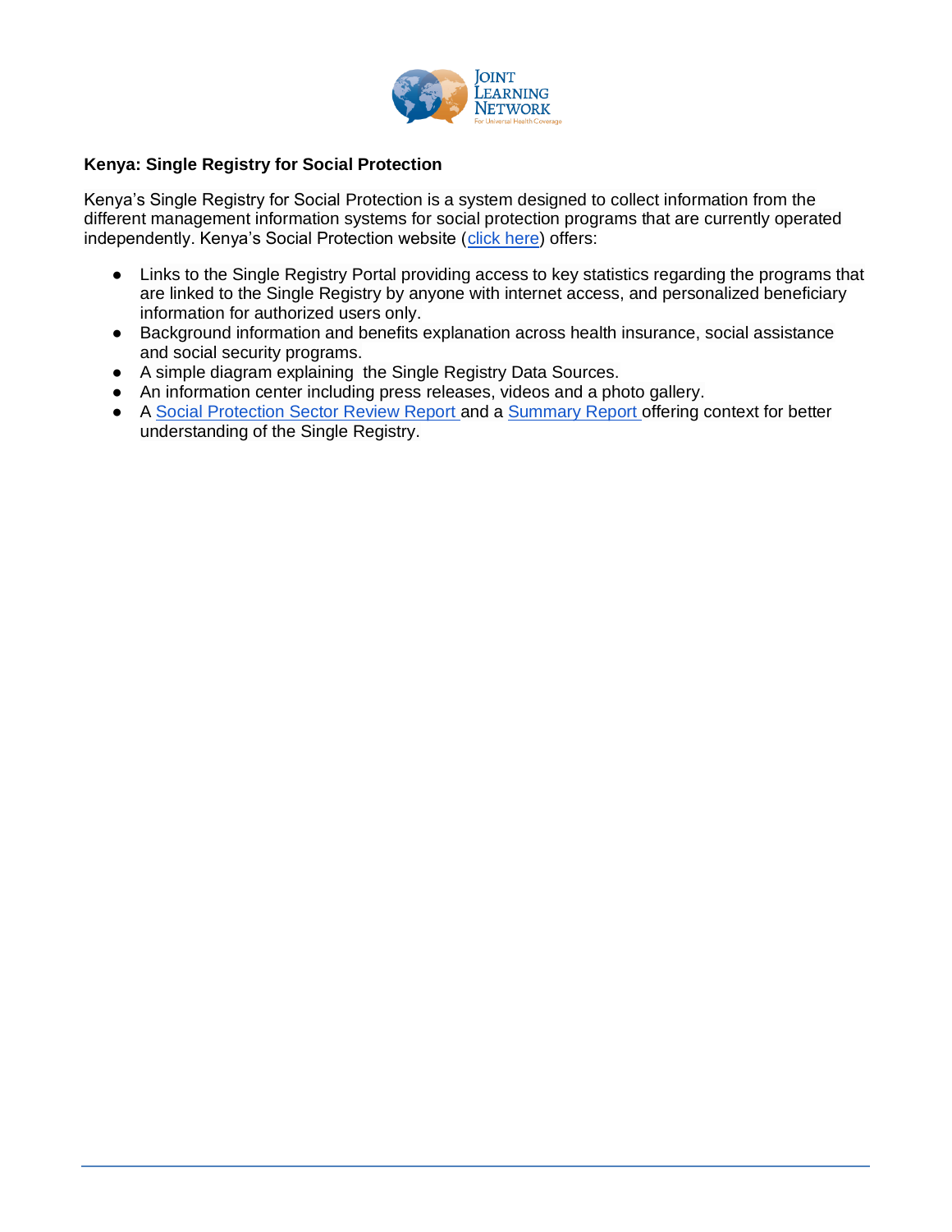**Kenya: Single Registry for Social Protection**

Kenya's Single Registry for Social Protection is a system designed to collect information from the different management information systems for social protection programs that are currently operated independently. Kenya's Social Protection website (click here) offers:

- Links to the Single Registry Portal providing access to key statistics regarding the programs that are linked to the Single Registry by anyone with internet access, and personalized beneficiary information for authorized users only.
- Background information and benefits explanation across health insurance, social assistance and social security programs.
- A simple diagram explaining the Single Registry Data Sources.
- An information center including press releases, videos and a photo gallery.
- A Social Protection Sector Review Report and a Summary Report offering context for better understanding of the Single Registry.